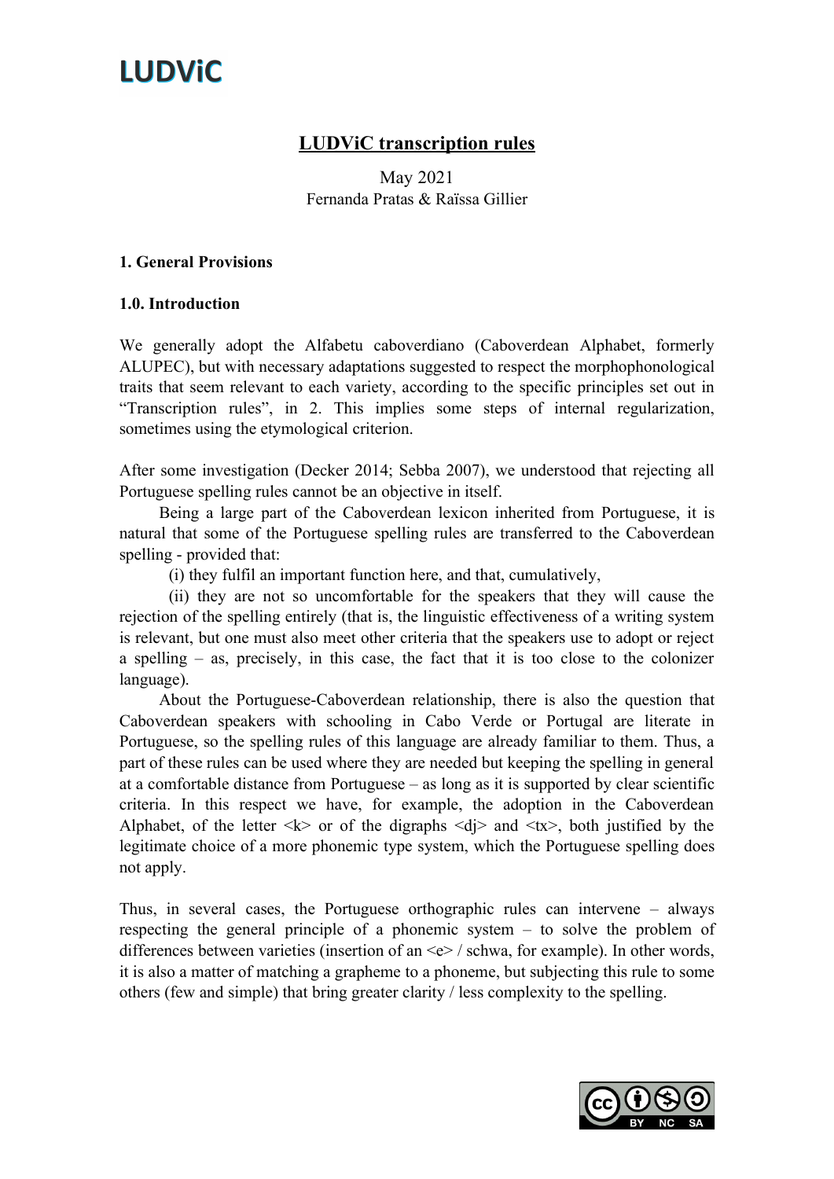LUDViC

# LUDViC transcription rules

May 2021
Fernanda Pratas & Raïssa Gillier

## 1. General Provisions

### 1.0. Introduction

We generally adopt the Alfabetu caboverdiano (Caboverdean Alphabet, formerly ALUPEC), but with necessary adaptations suggested to respect the morphophonological traits that seem relevant to each variety, according to the specific principles set out in "Transcription rules", in 2. This implies some steps of internal regularization, sometimes using the etymological criterion.

After some investigation (Decker 2014; Sebba 2007), we understood that rejecting all Portuguese spelling rules cannot be an objective in itself.

Being a large part of the Caboverdean lexicon inherited from Portuguese, it is natural that some of the Portuguese spelling rules are transferred to the Caboverdean spelling - provided that:

(i) they fulfil an important function here, and that, cumulatively,

(ii) they are not so uncomfortable for the speakers that they will cause the rejection of the spelling entirely (that is, the linguistic effectiveness of a writing system is relevant, but one must also meet other criteria that the speakers use to adopt or reject a spelling – as, precisely, in this case, the fact that it is too close to the colonizer language).

About the Portuguese-Caboverdean relationship, there is also the question that Caboverdean speakers with schooling in Cabo Verde or Portugal are literate in Portuguese, so the spelling rules of this language are already familiar to them. Thus, a part of these rules can be used where they are needed but keeping the spelling in general at a comfortable distance from Portuguese – as long as it is supported by clear scientific criteria. In this respect we have, for example, the adoption in the Caboverdean Alphabet, of the letter <k> or of the digraphs <dj> and <tx>, both justified by the legitimate choice of a more phonemic type system, which the Portuguese spelling does not apply.

Thus, in several cases, the Portuguese orthographic rules can intervene – always respecting the general principle of a phonemic system – to solve the problem of differences between varieties (insertion of an <e> / schwa, for example). In other words, it is also a matter of matching a grapheme to a phoneme, but subjecting this rule to some others (few and simple) that bring greater clarity / less complexity to the spelling.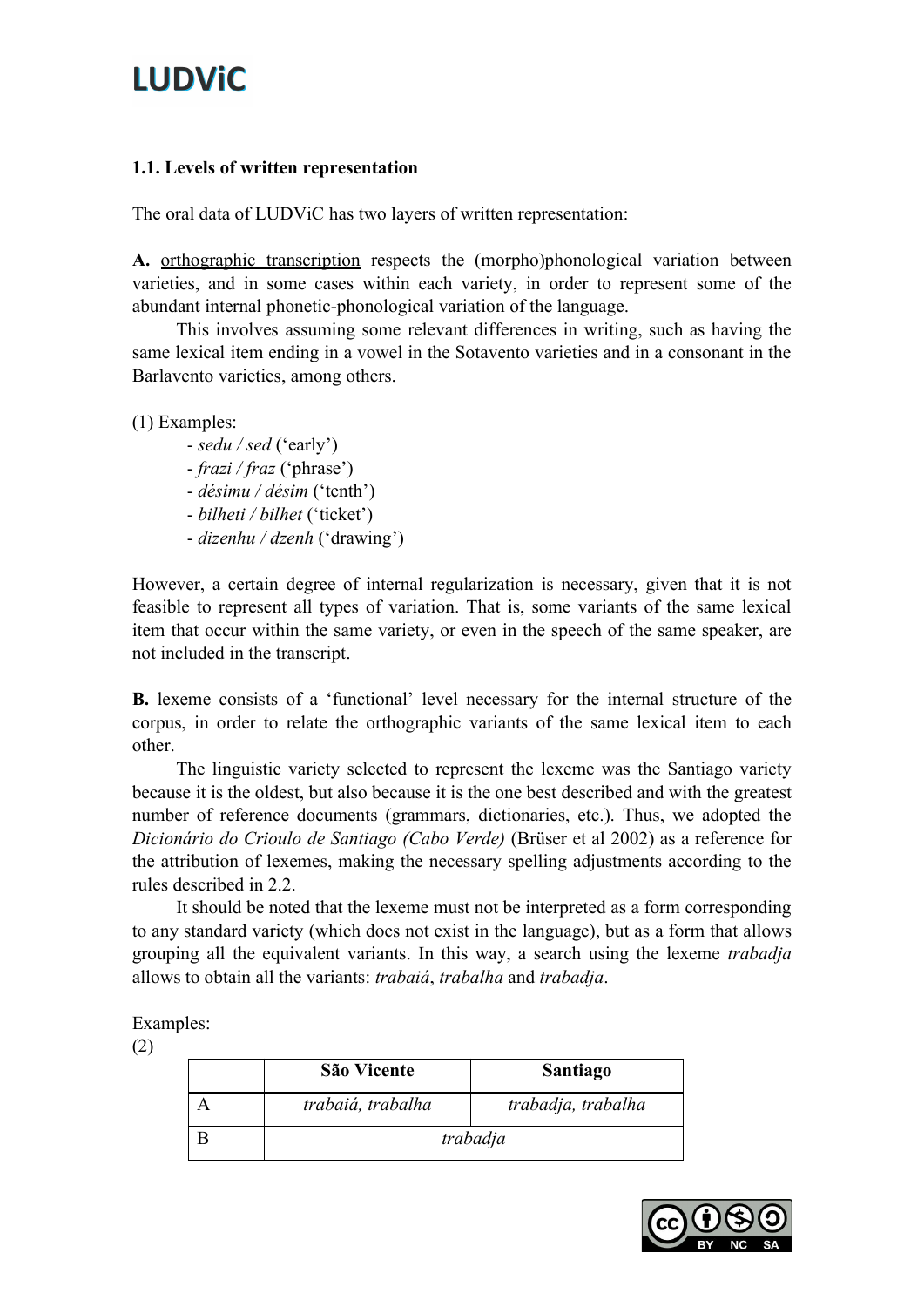### 1.1. Levels of written representation

The oral data of LUDViC has two layers of written representation:

**A.** orthographic transcription respects the (morpho)phonological variation between varieties, and in some cases within each variety, in order to represent some of the abundant internal phonetic-phonological variation of the language.

This involves assuming some relevant differences in writing, such as having the same lexical item ending in a vowel in the Sotavento varieties and in a consonant in the Barlavento varieties, among others.

(1) Examples:

- *sedu / sed* ('early')
- *frazi / fraz* ('phrase')
- *désimu / désim* ('tenth')
- *bilheti / bilhet* ('ticket')
- *dizenhu / dzenh* ('drawing')

However, a certain degree of internal regularization is necessary, given that it is not feasible to represent all types of variation. That is, some variants of the same lexical item that occur within the same variety, or even in the speech of the same speaker, are not included in the transcript.

**B.** lexeme consists of a 'functional' level necessary for the internal structure of the corpus, in order to relate the orthographic variants of the same lexical item to each other.

The linguistic variety selected to represent the lexeme was the Santiago variety because it is the oldest, but also because it is the one best described and with the greatest number of reference documents (grammars, dictionaries, etc.). Thus, we adopted the *Dicionário do Crioulo de Santiago (Cabo Verde)* (Brüser et al 2002) as a reference for the attribution of lexemes, making the necessary spelling adjustments according to the rules described in 2.2.

It should be noted that the lexeme must not be interpreted as a form corresponding to any standard variety (which does not exist in the language), but as a form that allows grouping all the equivalent variants. In this way, a search using the lexeme *trabadja* allows to obtain all the variants: *trabaiá*, *trabalha* and *trabadja*.

Examples:

(2)

| | São Vicente | Santiago |
|---|---|---|
| A | *trabaiá, trabalha* | *trabadja, trabalha* |
| B | *trabadja* | |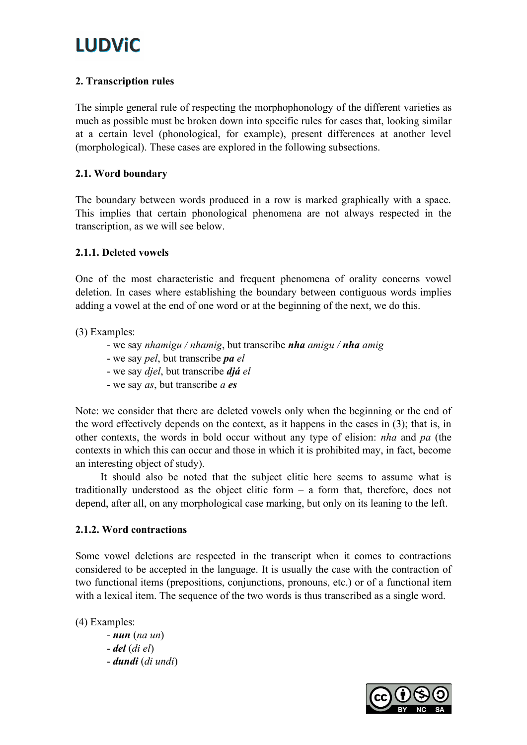## 2. Transcription rules

The simple general rule of respecting the morphophonology of the different varieties as much as possible must be broken down into specific rules for cases that, looking similar at a certain level (phonological, for example), present differences at another level (morphological). These cases are explored in the following subsections.

### 2.1. Word boundary

The boundary between words produced in a row is marked graphically with a space. This implies that certain phonological phenomena are not always respected in the transcription, as we will see below.

#### 2.1.1. Deleted vowels

One of the most characteristic and frequent phenomena of orality concerns vowel deletion. In cases where establishing the boundary between contiguous words implies adding a vowel at the end of one word or at the beginning of the next, we do this.

(3) Examples:

- we say *nhamigu / nhamig*, but transcribe ***nha*** *amigu /* ***nha*** *amig*
- we say *pel*, but transcribe ***pa*** *el*
- we say *djel*, but transcribe ***djá*** *el*
- we say *as*, but transcribe *a* ***es***

Note: we consider that there are deleted vowels only when the beginning or the end of the word effectively depends on the context, as it happens in the cases in (3); that is, in other contexts, the words in bold occur without any type of elision: *nha* and *pa* (the contexts in which this can occur and those in which it is prohibited may, in fact, become an interesting object of study).

It should also be noted that the subject clitic here seems to assume what is traditionally understood as the object clitic form – a form that, therefore, does not depend, after all, on any morphological case marking, but only on its leaning to the left.

#### 2.1.2. Word contractions

Some vowel deletions are respected in the transcript when it comes to contractions considered to be accepted in the language. It is usually the case with the contraction of two functional items (prepositions, conjunctions, pronouns, etc.) or of a functional item with a lexical item. The sequence of the two words is thus transcribed as a single word.

(4) Examples:

- ***nun*** (*na un*)
- ***del*** (*di el*)
- ***dundi*** (*di undi*)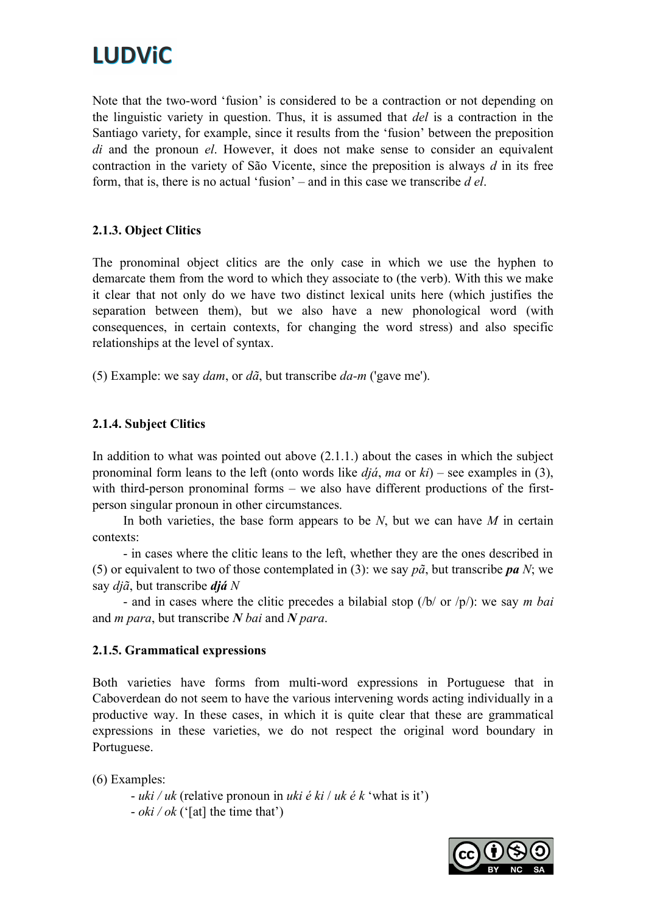Note that the two-word 'fusion' is considered to be a contraction or not depending on the linguistic variety in question. Thus, it is assumed that *del* is a contraction in the Santiago variety, for example, since it results from the 'fusion' between the preposition *di* and the pronoun *el*. However, it does not make sense to consider an equivalent contraction in the variety of São Vicente, since the preposition is always *d* in its free form, that is, there is no actual 'fusion' – and in this case we transcribe *d el*.

### 2.1.3. Object Clitics

The pronominal object clitics are the only case in which we use the hyphen to demarcate them from the word to which they associate to (the verb). With this we make it clear that not only do we have two distinct lexical units here (which justifies the separation between them), but we also have a new phonological word (with consequences, in certain contexts, for changing the word stress) and also specific relationships at the level of syntax.

(5) Example: we say *dam*, or *dã*, but transcribe *da-m* ('gave me').

### 2.1.4. Subject Clitics

In addition to what was pointed out above (2.1.1.) about the cases in which the subject pronominal form leans to the left (onto words like *djá*, *ma* or *ki*) – see examples in (3), with third-person pronominal forms – we also have different productions of the first-person singular pronoun in other circumstances.

In both varieties, the base form appears to be *N*, but we can have *M* in certain contexts:

- in cases where the clitic leans to the left, whether they are the ones described in (5) or equivalent to two of those contemplated in (3): we say *pã*, but transcribe ***pa*** *N*; we say *djã*, but transcribe ***djá*** *N*

- and in cases where the clitic precedes a bilabial stop (/b/ or /p/): we say *m bai* and *m para*, but transcribe ***N*** *bai* and ***N*** *para*.

### 2.1.5. Grammatical expressions

Both varieties have forms from multi-word expressions in Portuguese that in Caboverdean do not seem to have the various intervening words acting individually in a productive way. In these cases, in which it is quite clear that these are grammatical expressions in these varieties, we do not respect the original word boundary in Portuguese.

(6) Examples:

- *uki / uk* (relative pronoun in *uki é ki* / *uk é k* 'what is it')
- *oki / ok* ('[at] the time that')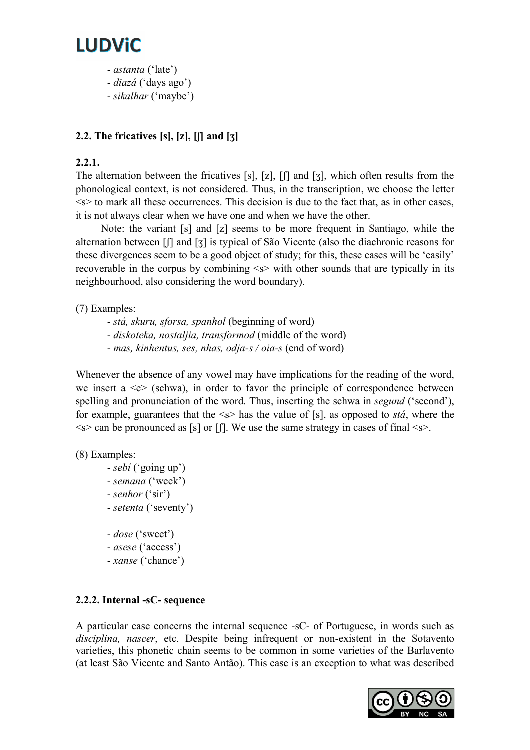- *astanta* ('late')
- *diazá* ('days ago')
- *sikalhar* ('maybe')

### 2.2. The fricatives [s], [z], [ʃ] and [ʒ]

#### 2.2.1.

The alternation between the fricatives [s], [z], [ʃ] and [ʒ], which often results from the phonological context, is not considered. Thus, in the transcription, we choose the letter <s> to mark all these occurrences. This decision is due to the fact that, as in other cases, it is not always clear when we have one and when we have the other.

Note: the variant [s] and [z] seems to be more frequent in Santiago, while the alternation between [ʃ] and [ʒ] is typical of São Vicente (also the diachronic reasons for these divergences seem to be a good object of study; for this, these cases will be 'easily' recoverable in the corpus by combining <s> with other sounds that are typically in its neighbourhood, also considering the word boundary).

(7) Examples:

- *stá, skuru, sforsa, spanhol* (beginning of word)
- *diskoteka, nostaljia, transformod* (middle of the word)
- *mas, kinhentus, ses, nhas, odja-s / oia-s* (end of word)

Whenever the absence of any vowel may have implications for the reading of the word, we insert a <e> (schwa), in order to favor the principle of correspondence between spelling and pronunciation of the word. Thus, inserting the schwa in *segund* ('second'), for example, guarantees that the <s> has the value of [s], as opposed to *stá*, where the <s> can be pronounced as [s] or [ʃ]. We use the same strategy in cases of final <s>.

(8) Examples:

- *sebí* ('going up')
- *semana* ('week')
- *senhor* ('sir')
- *setenta* ('seventy')

- *dose* ('sweet')
- *asese* ('access')
- *xanse* ('chance')

#### 2.2.2. Internal -sC- sequence

A particular case concerns the internal sequence -sC- of Portuguese, in words such as *di<u>sc</u>iplina, na<u>sc</u>er*, etc. Despite being infrequent or non-existent in the Sotavento varieties, this phonetic chain seems to be common in some varieties of the Barlavento (at least São Vicente and Santo Antão). This case is an exception to what was described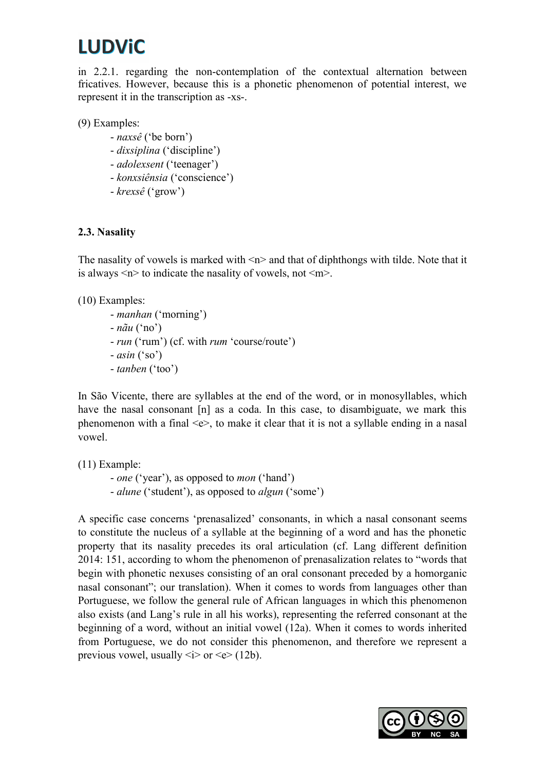in 2.2.1. regarding the non-contemplation of the contextual alternation between fricatives. However, because this is a phonetic phenomenon of potential interest, we represent it in the transcription as -xs-.

(9) Examples:

- *naxsê* ('be born')
- *dixsiplina* ('discipline')
- *adolexsent* ('teenager')
- *konxsiênsia* ('conscience')
- *krexsê* ('grow')

### 2.3. Nasality

The nasality of vowels is marked with <n> and that of diphthongs with tilde. Note that it is always <n> to indicate the nasality of vowels, not <m>.

(10) Examples:

- *manhan* ('morning')
- *nãu* ('no')
- *run* ('rum') (cf. with *rum* 'course/route')
- *asin* ('so')
- *tanben* ('too')

In São Vicente, there are syllables at the end of the word, or in monosyllables, which have the nasal consonant [n] as a coda. In this case, to disambiguate, we mark this phenomenon with a final <e>, to make it clear that it is not a syllable ending in a nasal vowel.

(11) Example:

- *one* ('year'), as opposed to *mon* ('hand')
- *alune* ('student'), as opposed to *algun* ('some')

A specific case concerns 'prenasalized' consonants, in which a nasal consonant seems to constitute the nucleus of a syllable at the beginning of a word and has the phonetic property that its nasality precedes its oral articulation (cf. Lang different definition 2014: 151, according to whom the phenomenon of prenasalization relates to "words that begin with phonetic nexuses consisting of an oral consonant preceded by a homorganic nasal consonant"; our translation). When it comes to words from languages other than Portuguese, we follow the general rule of African languages in which this phenomenon also exists (and Lang's rule in all his works), representing the referred consonant at the beginning of a word, without an initial vowel (12a). When it comes to words inherited from Portuguese, we do not consider this phenomenon, and therefore we represent a previous vowel, usually <i> or <e> (12b).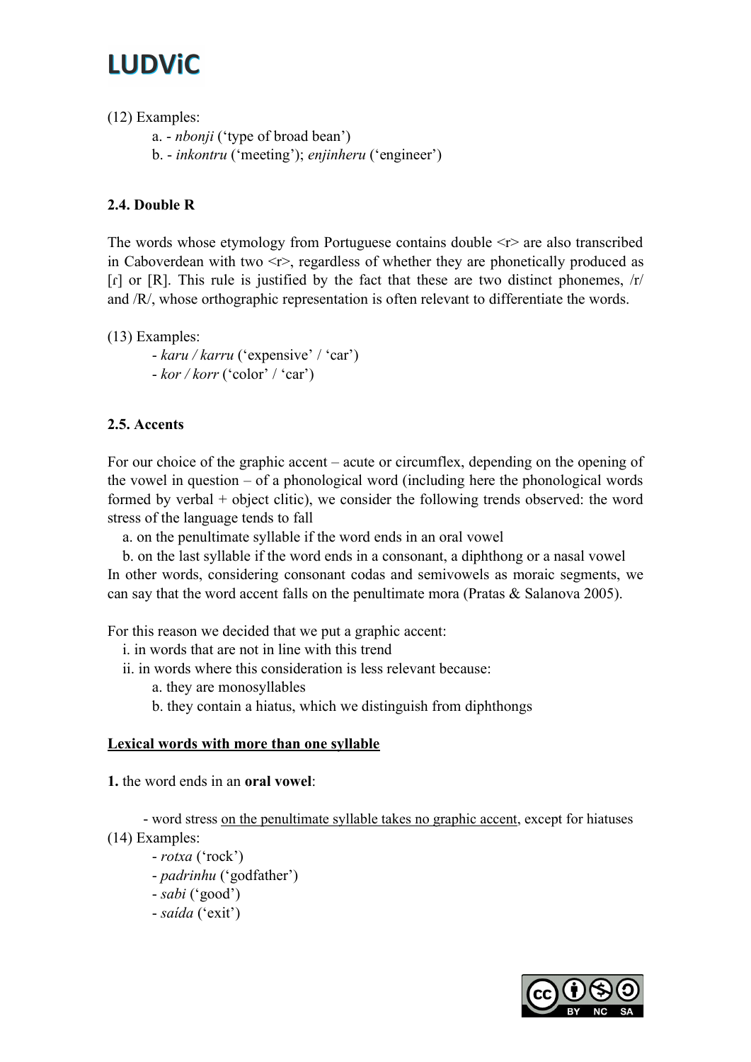(12) Examples:

a. - *nbonji* ('type of broad bean')

b. - *inkontru* ('meeting'); *enjinheru* ('engineer')

### 2.4. Double R

The words whose etymology from Portuguese contains double <r> are also transcribed in Caboverdean with two <r>, regardless of whether they are phonetically produced as [ɾ] or [R]. This rule is justified by the fact that these are two distinct phonemes, /r/ and /R/, whose orthographic representation is often relevant to differentiate the words.

(13) Examples:

- *karu / karru* ('expensive' / 'car')
- *kor / korr* ('color' / 'car')

### 2.5. Accents

For our choice of the graphic accent – acute or circumflex, depending on the opening of the vowel in question – of a phonological word (including here the phonological words formed by verbal + object clitic), we consider the following trends observed: the word stress of the language tends to fall

a. on the penultimate syllable if the word ends in an oral vowel

b. on the last syllable if the word ends in a consonant, a diphthong or a nasal vowel

In other words, considering consonant codas and semivowels as moraic segments, we can say that the word accent falls on the penultimate mora (Pratas & Salanova 2005).

For this reason we decided that we put a graphic accent:

i. in words that are not in line with this trend

ii. in words where this consideration is less relevant because:

a. they are monosyllables

b. they contain a hiatus, which we distinguish from diphthongs

<u>**Lexical words with more than one syllable**</u>

**1.** the word ends in an **oral vowel**:

- word stress <u>on the penultimate syllable takes no graphic accent</u>, except for hiatuses

(14) Examples:

- *rotxa* ('rock')
- *padrinhu* ('godfather')
- *sabi* ('good')
- *saída* ('exit')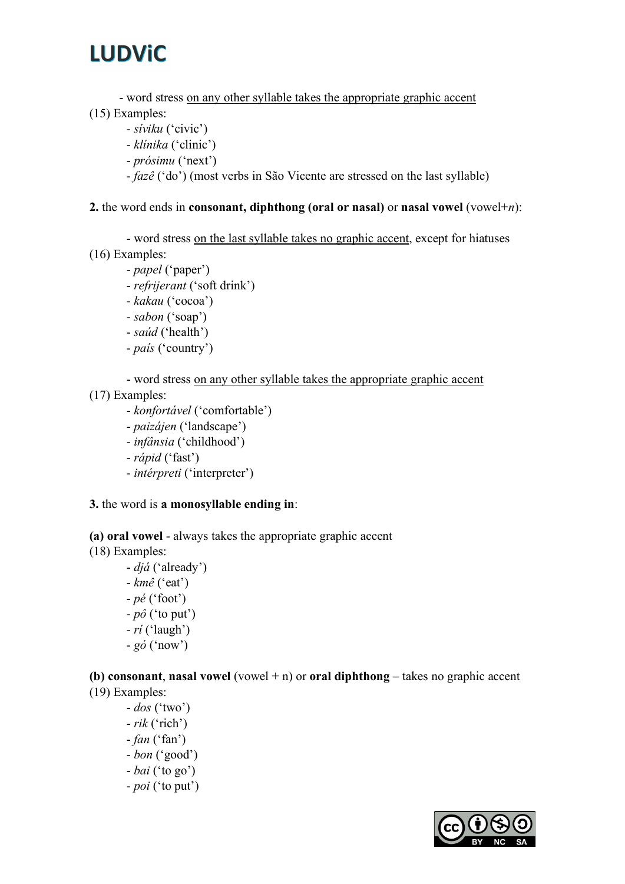- word stress <u>on any other syllable takes the appropriate graphic accent</u>

(15) Examples:

- *síviku* (‘civic’)
- *klínika* (‘clinic’)
- *prósimu* (‘next’)
- *fazê* (‘do’) (most verbs in São Vicente are stressed on the last syllable)

**2.** the word ends in **consonant, diphthong (oral or nasal)** or **nasal vowel** (vowel+*n*):

- word stress <u>on the last syllable takes no graphic accent</u>, except for hiatuses

(16) Examples:

- *papel* (‘paper’)
- *refrijerant* (‘soft drink’)
- *kakau* (‘cocoa’)
- *sabon* (‘soap’)
- *saúd* (‘health’)
- *país* (‘country’)

- word stress <u>on any other syllable takes the appropriate graphic accent</u>

(17) Examples:

- *konfortável* (‘comfortable’)
- *paizájen* (‘landscape’)
- *infânsia* (‘childhood’)
- *rápid* (‘fast’)
- *intérpreti* (‘interpreter’)

**3.** the word is **a monosyllable ending in**:

**(a) oral vowel** - always takes the appropriate graphic accent

(18) Examples:

- *djá* (‘already’)
- *kmê* (‘eat’)
- *pé* (‘foot’)
- *pô* (‘to put’)
- *rí* (‘laugh’)
- *gó* (‘now’)

**(b) consonant**, **nasal vowel** (vowel + n) or **oral diphthong** – takes no graphic accent

(19) Examples:

- *dos* (‘two’)
- *rik* (‘rich’)
- *fan* (‘fan’)
- *bon* (‘good’)
- *bai* (‘to go’)
- *poi* (‘to put’)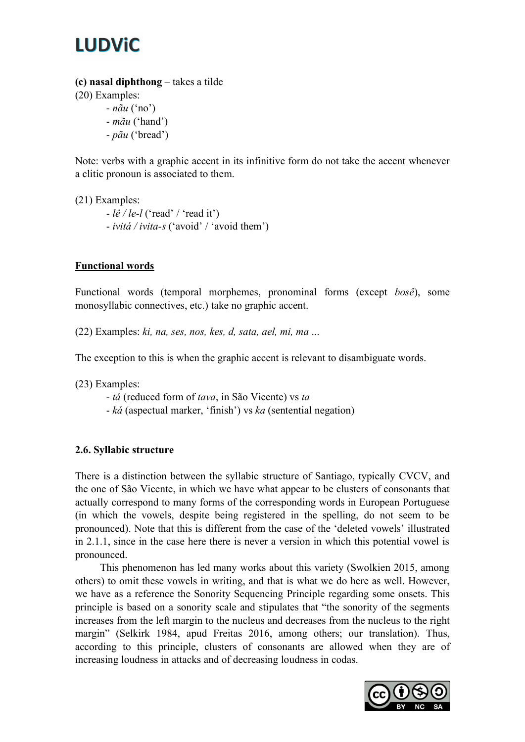**(c) nasal diphthong** – takes a tilde

(20) Examples:

- *nãu* ('no')
- *mãu* ('hand')
- *pãu* ('bread')

Note: verbs with a graphic accent in its infinitive form do not take the accent whenever a clitic pronoun is associated to them.

(21) Examples:

- *lê / le-l* ('read' / 'read it')
- *ivitá / ivita-s* ('avoid' / 'avoid them')

__Functional words__

Functional words (temporal morphemes, pronominal forms (except *bosê*), some monosyllabic connectives, etc.) take no graphic accent.

(22) Examples: *ki, na, ses, nos, kes, d, sata, ael, mi, ma …*

The exception to this is when the graphic accent is relevant to disambiguate words.

(23) Examples:

- *tá* (reduced form of *tava*, in São Vicente) vs *ta*
- *ká* (aspectual marker, 'finish') vs *ka* (sentential negation)

### 2.6. Syllabic structure

There is a distinction between the syllabic structure of Santiago, typically CVCV, and the one of São Vicente, in which we have what appear to be clusters of consonants that actually correspond to many forms of the corresponding words in European Portuguese (in which the vowels, despite being registered in the spelling, do not seem to be pronounced). Note that this is different from the case of the 'deleted vowels' illustrated in 2.1.1, since in the case here there is never a version in which this potential vowel is pronounced.

This phenomenon has led many works about this variety (Swolkien 2015, among others) to omit these vowels in writing, and that is what we do here as well. However, we have as a reference the Sonority Sequencing Principle regarding some onsets. This principle is based on a sonority scale and stipulates that "the sonority of the segments increases from the left margin to the nucleus and decreases from the nucleus to the right margin" (Selkirk 1984, apud Freitas 2016, among others; our translation). Thus, according to this principle, clusters of consonants are allowed when they are of increasing loudness in attacks and of decreasing loudness in codas.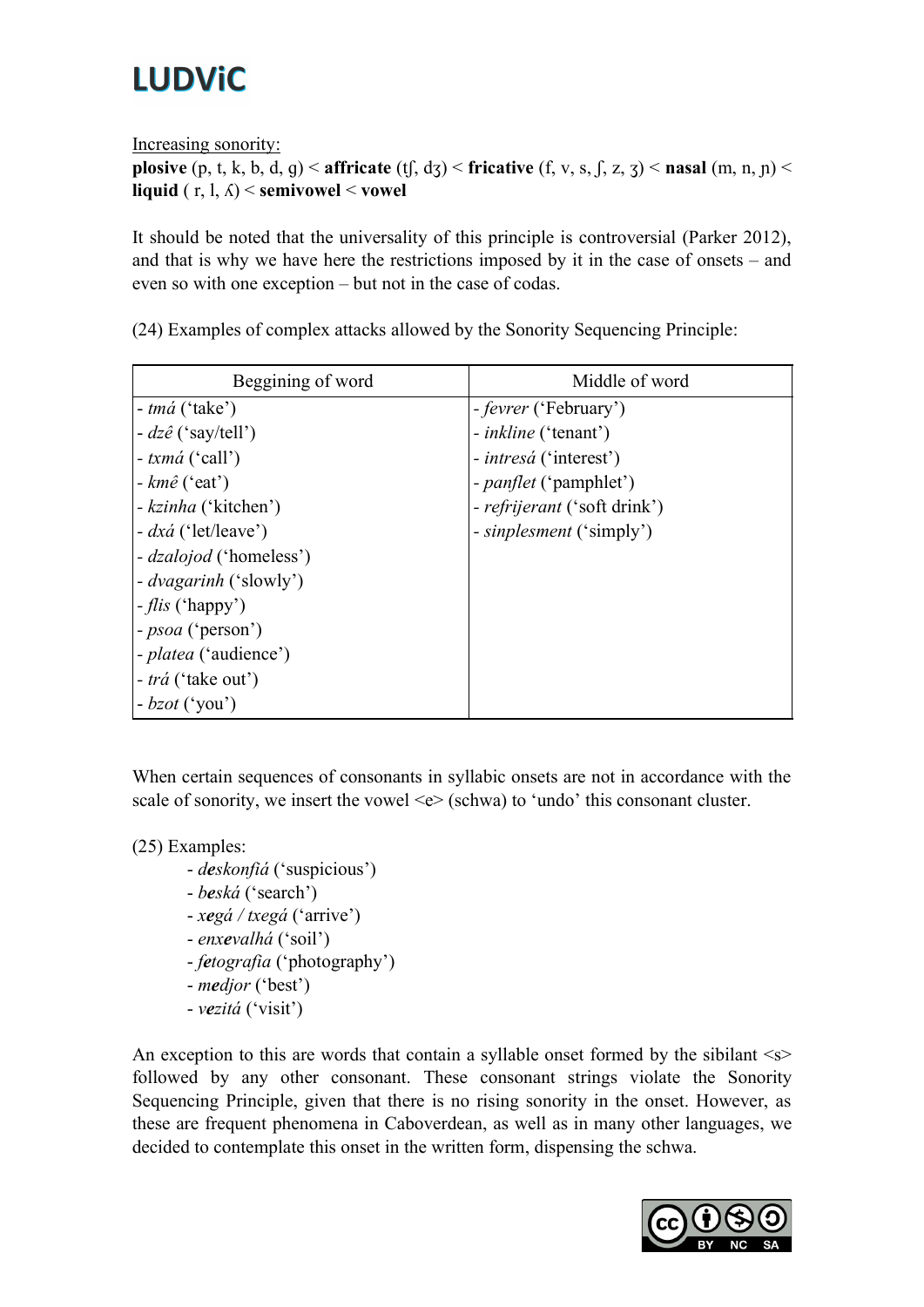Increasing sonority:
**plosive** (p, t, k, b, d, g) < **affricate** (tʃ, dʒ) < **fricative** (f, v, s, ʃ, z, ʒ) < **nasal** (m, n, ɲ) < **liquid** ( r, l, ʎ) < **semivowel** < **vowel**

It should be noted that the universality of this principle is controversial (Parker 2012), and that is why we have here the restrictions imposed by it in the case of onsets – and even so with one exception – but not in the case of codas.

(24) Examples of complex attacks allowed by the Sonority Sequencing Principle:

| Beggining of word | Middle of word |
|---|---|
| - *tmá* ('take') | - *fevrer* ('February') |
| - *dzê* ('say/tell') | - *inkline* ('tenant') |
| - *txmá* ('call') | - *intresá* ('interest') |
| - *kmê* ('eat') | - *panflet* ('pamphlet') |
| - *kzinha* ('kitchen') | - *refrijerant* ('soft drink') |
| - *dxá* ('let/leave') | - *sinplesment* ('simply') |
| - *dzalojod* ('homeless') | |
| - *dvagarinh* ('slowly') | |
| - *flis* ('happy') | |
| - *psoa* ('person') | |
| - *platea* ('audience') | |
| - *trá* ('take out') | |
| - *bzot* ('you') | |

When certain sequences of consonants in syllabic onsets are not in accordance with the scale of sonority, we insert the vowel <e> (schwa) to 'undo' this consonant cluster.

(25) Examples:

- ***de**skonfiá* ('suspicious')
- ***be**ská* ('search')
- ***xe**gá / txegá* ('arrive')
- *en**xe**valhá* ('soil')
- ***fe**tografia* ('photography')
- ***me**djor* ('best')
- ***ve**zitá* ('visit')

An exception to this are words that contain a syllable onset formed by the sibilant <s> followed by any other consonant. These consonant strings violate the Sonority Sequencing Principle, given that there is no rising sonority in the onset. However, as these are frequent phenomena in Caboverdean, as well as in many other languages, we decided to contemplate this onset in the written form, dispensing the schwa.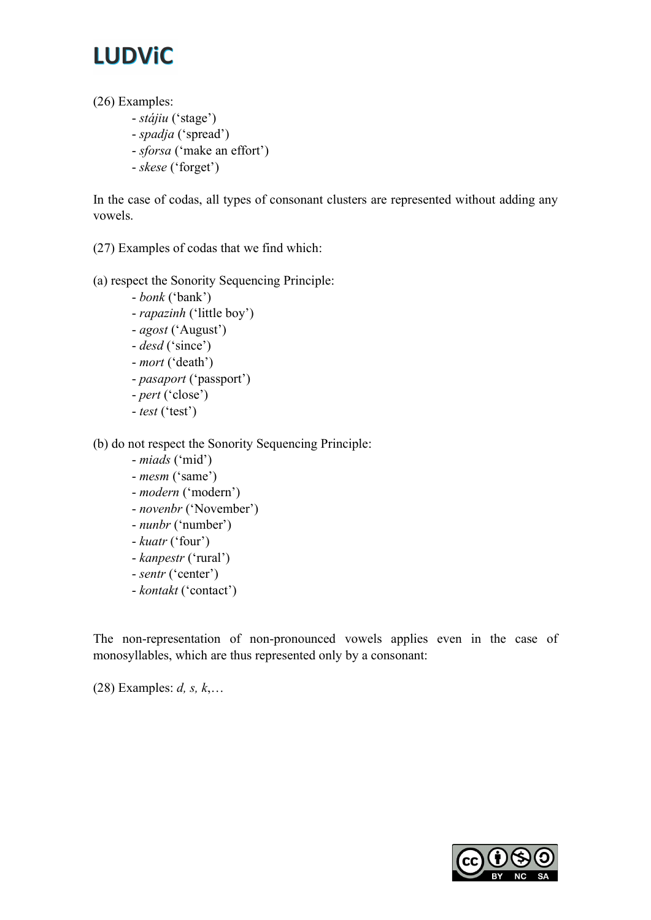(26) Examples:

- *stájiu* ('stage')
- *spadja* ('spread')
- *sforsa* ('make an effort')
- *skese* ('forget')

In the case of codas, all types of consonant clusters are represented without adding any vowels.

(27) Examples of codas that we find which:

(a) respect the Sonority Sequencing Principle:

- *bonk* ('bank')
- *rapazinh* ('little boy')
- *agost* ('August')
- *desd* ('since')
- *mort* ('death')
- *pasaport* ('passport')
- *pert* ('close')
- *test* ('test')

(b) do not respect the Sonority Sequencing Principle:

- *miads* ('mid')
- *mesm* ('same')
- *modern* ('modern')
- *novenbr* ('November')
- *nunbr* ('number')
- *kuatr* ('four')
- *kanpestr* ('rural')
- *sentr* ('center')
- *kontakt* ('contact')

The non-representation of non-pronounced vowels applies even in the case of monosyllables, which are thus represented only by a consonant:

(28) Examples: *d, s, k*,…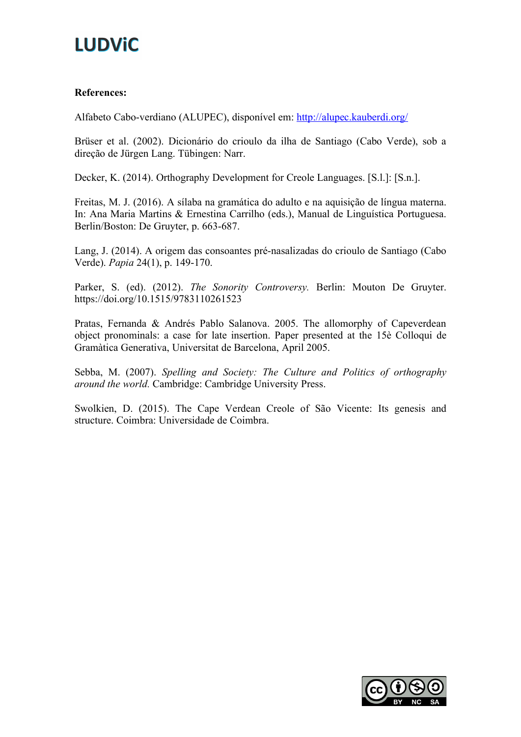**References:**

Alfabeto Cabo-verdiano (ALUPEC), disponível em: [http://alupec.kauberdi.org/](http://alupec.kauberdi.org/)

Brüser et al. (2002). Dicionário do crioulo da ilha de Santiago (Cabo Verde), sob a direção de Jürgen Lang. Tübingen: Narr.

Decker, K. (2014). Orthography Development for Creole Languages. [S.l.]: [S.n.].

Freitas, M. J. (2016). A sílaba na gramática do adulto e na aquisição de língua materna. In: Ana Maria Martins & Ernestina Carrilho (eds.), Manual de Linguística Portuguesa. Berlin/Boston: De Gruyter, p. 663-687.

Lang, J. (2014). A origem das consoantes pré-nasalizadas do crioulo de Santiago (Cabo Verde). *Papia* 24(1), p. 149-170.

Parker, S. (ed). (2012). *The Sonority Controversy.* Berlin: Mouton De Gruyter. https://doi.org/10.1515/9783110261523

Pratas, Fernanda & Andrés Pablo Salanova. 2005. The allomorphy of Capeverdean object pronominals: a case for late insertion. Paper presented at the 15è Colloqui de Gramàtica Generativa, Universitat de Barcelona, April 2005.

Sebba, M. (2007). *Spelling and Society: The Culture and Politics of orthography around the world.* Cambridge: Cambridge University Press.

Swolkien, D. (2015). The Cape Verdean Creole of São Vicente: Its genesis and structure. Coimbra: Universidade de Coimbra.